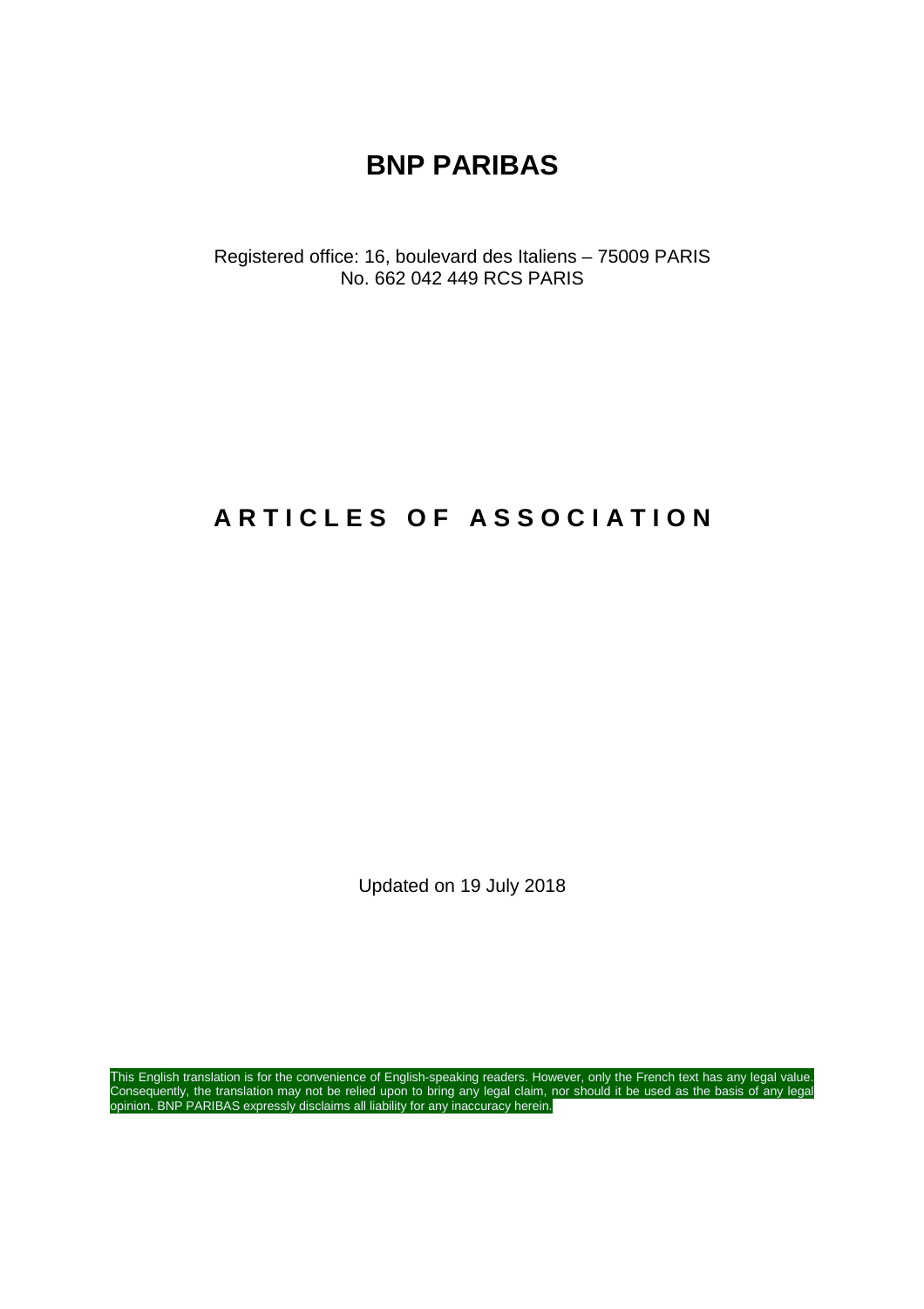# BNP PARIBAS

Registered office: 16, boulevard des Italiens – 75009 PARIS
No. 662 042 449 RCS PARIS

# ARTICLES OF ASSOCIATION

Updated on 19 July 2018

This English translation is for the convenience of English-speaking readers. However, only the French text has any legal value. Consequently, the translation may not be relied upon to bring any legal claim, nor should it be used as the basis of any legal opinion. BNP PARIBAS expressly disclaims all liability for any inaccuracy herein.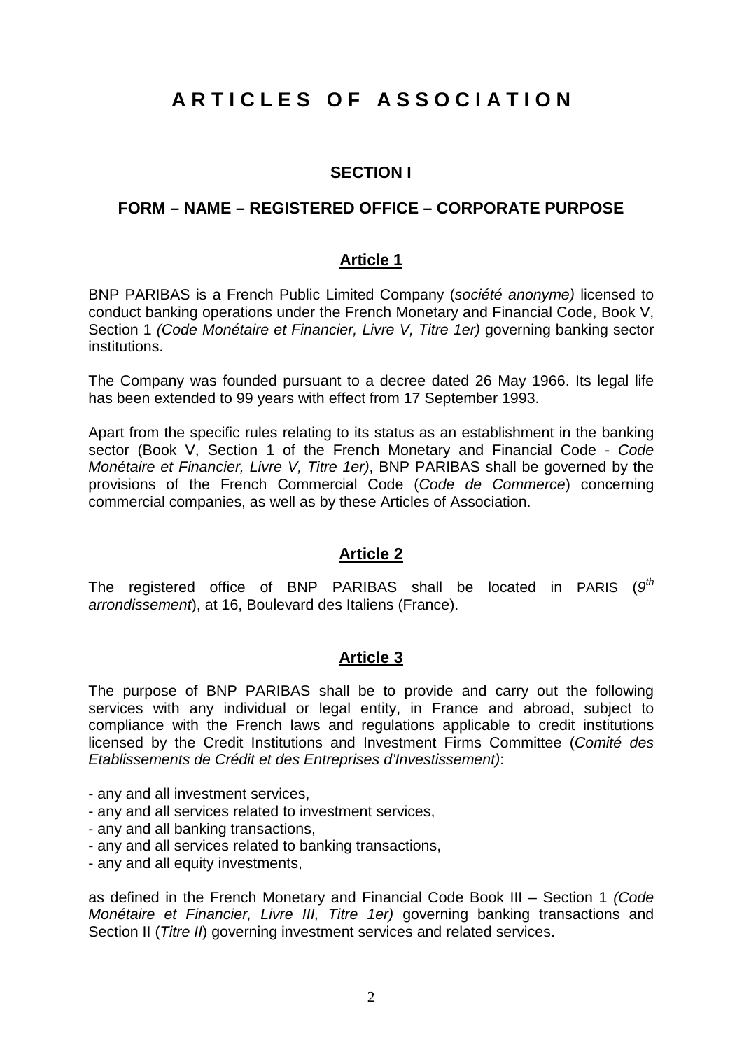# ARTICLES OF ASSOCIATION

## SECTION I

## FORM – NAME – REGISTERED OFFICE – CORPORATE PURPOSE

### Article 1

BNP PARIBAS is a French Public Limited Company (*société anonyme)* licensed to conduct banking operations under the French Monetary and Financial Code, Book V, Section 1 *(Code Monétaire et Financier, Livre V, Titre 1er)* governing banking sector institutions.

The Company was founded pursuant to a decree dated 26 May 1966. Its legal life has been extended to 99 years with effect from 17 September 1993.

Apart from the specific rules relating to its status as an establishment in the banking sector (Book V, Section 1 of the French Monetary and Financial Code - *Code Monétaire et Financier, Livre V, Titre 1er)*, BNP PARIBAS shall be governed by the provisions of the French Commercial Code (*Code de Commerce*) concerning commercial companies, as well as by these Articles of Association.

### Article 2

The registered office of BNP PARIBAS shall be located in PARIS (*9th arrondissement*), at 16, Boulevard des Italiens (France).

### Article 3

The purpose of BNP PARIBAS shall be to provide and carry out the following services with any individual or legal entity, in France and abroad, subject to compliance with the French laws and regulations applicable to credit institutions licensed by the Credit Institutions and Investment Firms Committee (*Comité des Etablissements de Crédit et des Entreprises d'Investissement)*:

- any and all investment services,
- any and all services related to investment services,
- any and all banking transactions,
- any and all services related to banking transactions,
- any and all equity investments,

as defined in the French Monetary and Financial Code Book III – Section 1 *(Code Monétaire et Financier, Livre III, Titre 1er)* governing banking transactions and Section II (*Titre II*) governing investment services and related services.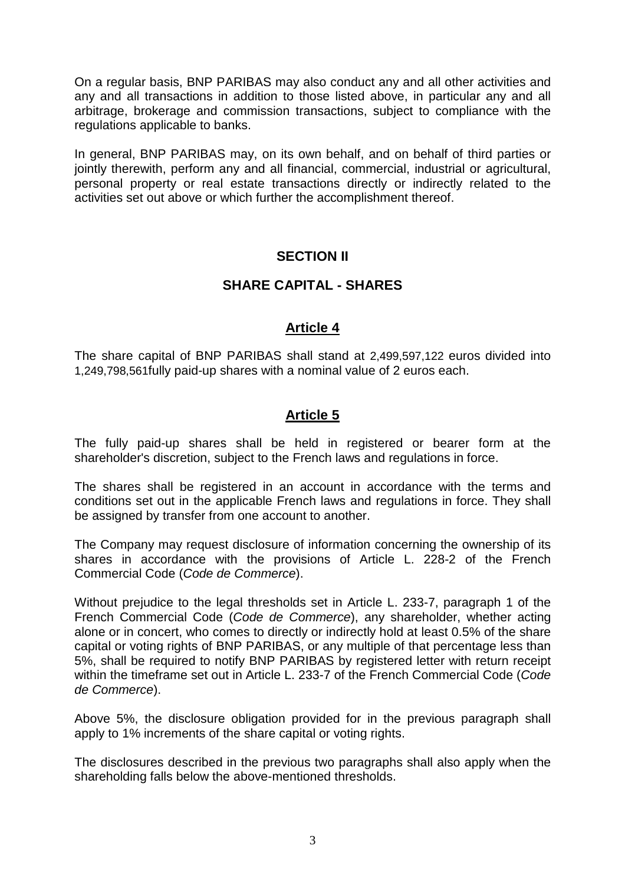On a regular basis, BNP PARIBAS may also conduct any and all other activities and any and all transactions in addition to those listed above, in particular any and all arbitrage, brokerage and commission transactions, subject to compliance with the regulations applicable to banks.

In general, BNP PARIBAS may, on its own behalf, and on behalf of third parties or jointly therewith, perform any and all financial, commercial, industrial or agricultural, personal property or real estate transactions directly or indirectly related to the activities set out above or which further the accomplishment thereof.

## SECTION II

## SHARE CAPITAL - SHARES

### Article 4

The share capital of BNP PARIBAS shall stand at 2,499,597,122 euros divided into 1,249,798,561fully paid-up shares with a nominal value of 2 euros each.

### Article 5

The fully paid-up shares shall be held in registered or bearer form at the shareholder's discretion, subject to the French laws and regulations in force.

The shares shall be registered in an account in accordance with the terms and conditions set out in the applicable French laws and regulations in force. They shall be assigned by transfer from one account to another.

The Company may request disclosure of information concerning the ownership of its shares in accordance with the provisions of Article L. 228-2 of the French Commercial Code (*Code de Commerce*).

Without prejudice to the legal thresholds set in Article L. 233-7, paragraph 1 of the French Commercial Code (*Code de Commerce*), any shareholder, whether acting alone or in concert, who comes to directly or indirectly hold at least 0.5% of the share capital or voting rights of BNP PARIBAS, or any multiple of that percentage less than 5%, shall be required to notify BNP PARIBAS by registered letter with return receipt within the timeframe set out in Article L. 233-7 of the French Commercial Code (*Code de Commerce*).

Above 5%, the disclosure obligation provided for in the previous paragraph shall apply to 1% increments of the share capital or voting rights.

The disclosures described in the previous two paragraphs shall also apply when the shareholding falls below the above-mentioned thresholds.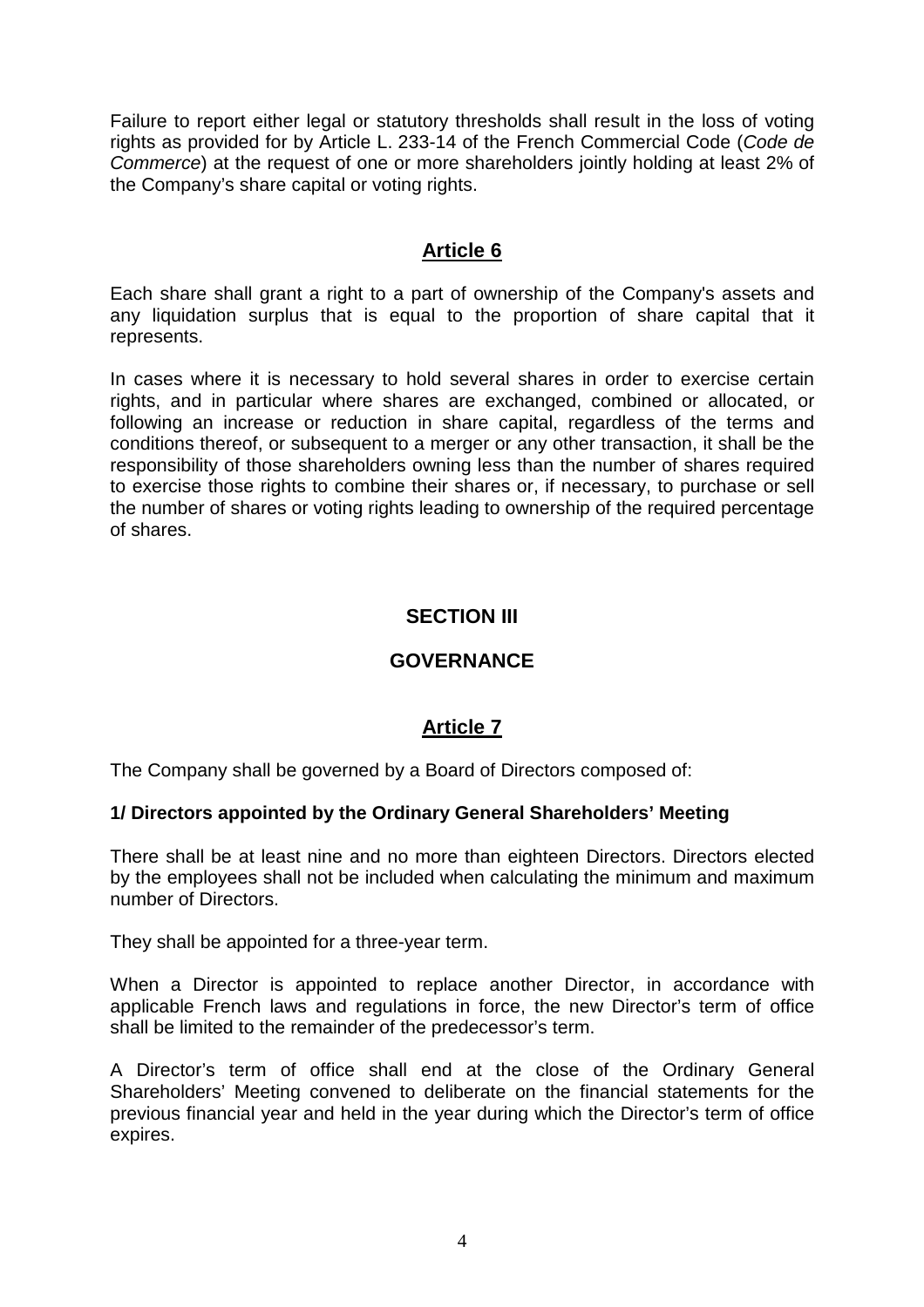Failure to report either legal or statutory thresholds shall result in the loss of voting rights as provided for by Article L. 233-14 of the French Commercial Code (*Code de Commerce*) at the request of one or more shareholders jointly holding at least 2% of the Company's share capital or voting rights.

## Article 6

Each share shall grant a right to a part of ownership of the Company's assets and any liquidation surplus that is equal to the proportion of share capital that it represents.

In cases where it is necessary to hold several shares in order to exercise certain rights, and in particular where shares are exchanged, combined or allocated, or following an increase or reduction in share capital, regardless of the terms and conditions thereof, or subsequent to a merger or any other transaction, it shall be the responsibility of those shareholders owning less than the number of shares required to exercise those rights to combine their shares or, if necessary, to purchase or sell the number of shares or voting rights leading to ownership of the required percentage of shares.

# SECTION III

# GOVERNANCE

## Article 7

The Company shall be governed by a Board of Directors composed of:

**1/ Directors appointed by the Ordinary General Shareholders' Meeting**

There shall be at least nine and no more than eighteen Directors. Directors elected by the employees shall not be included when calculating the minimum and maximum number of Directors.

They shall be appointed for a three-year term.

When a Director is appointed to replace another Director, in accordance with applicable French laws and regulations in force, the new Director's term of office shall be limited to the remainder of the predecessor's term.

A Director's term of office shall end at the close of the Ordinary General Shareholders' Meeting convened to deliberate on the financial statements for the previous financial year and held in the year during which the Director's term of office expires.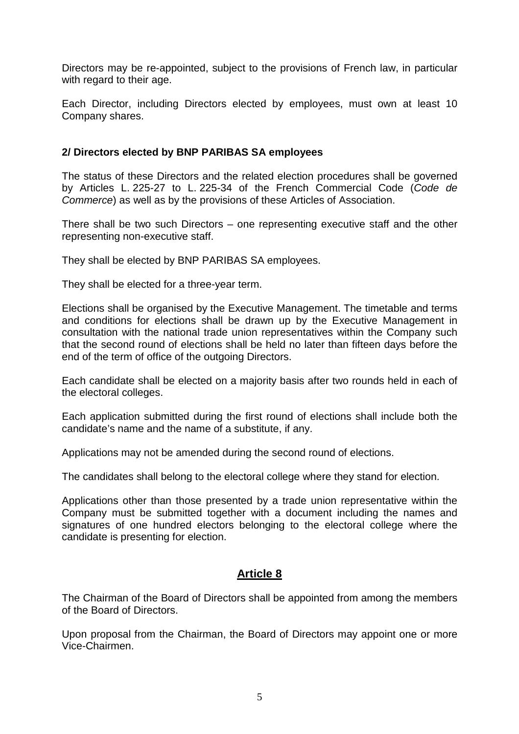Directors may be re-appointed, subject to the provisions of French law, in particular with regard to their age.

Each Director, including Directors elected by employees, must own at least 10 Company shares.

**2/ Directors elected by BNP PARIBAS SA employees**

The status of these Directors and the related election procedures shall be governed by Articles L. 225-27 to L. 225-34 of the French Commercial Code (*Code de Commerce*) as well as by the provisions of these Articles of Association.

There shall be two such Directors – one representing executive staff and the other representing non-executive staff.

They shall be elected by BNP PARIBAS SA employees.

They shall be elected for a three-year term.

Elections shall be organised by the Executive Management. The timetable and terms and conditions for elections shall be drawn up by the Executive Management in consultation with the national trade union representatives within the Company such that the second round of elections shall be held no later than fifteen days before the end of the term of office of the outgoing Directors.

Each candidate shall be elected on a majority basis after two rounds held in each of the electoral colleges.

Each application submitted during the first round of elections shall include both the candidate's name and the name of a substitute, if any.

Applications may not be amended during the second round of elections.

The candidates shall belong to the electoral college where they stand for election.

Applications other than those presented by a trade union representative within the Company must be submitted together with a document including the names and signatures of one hundred electors belonging to the electoral college where the candidate is presenting for election.

## Article 8

The Chairman of the Board of Directors shall be appointed from among the members of the Board of Directors.

Upon proposal from the Chairman, the Board of Directors may appoint one or more Vice-Chairmen.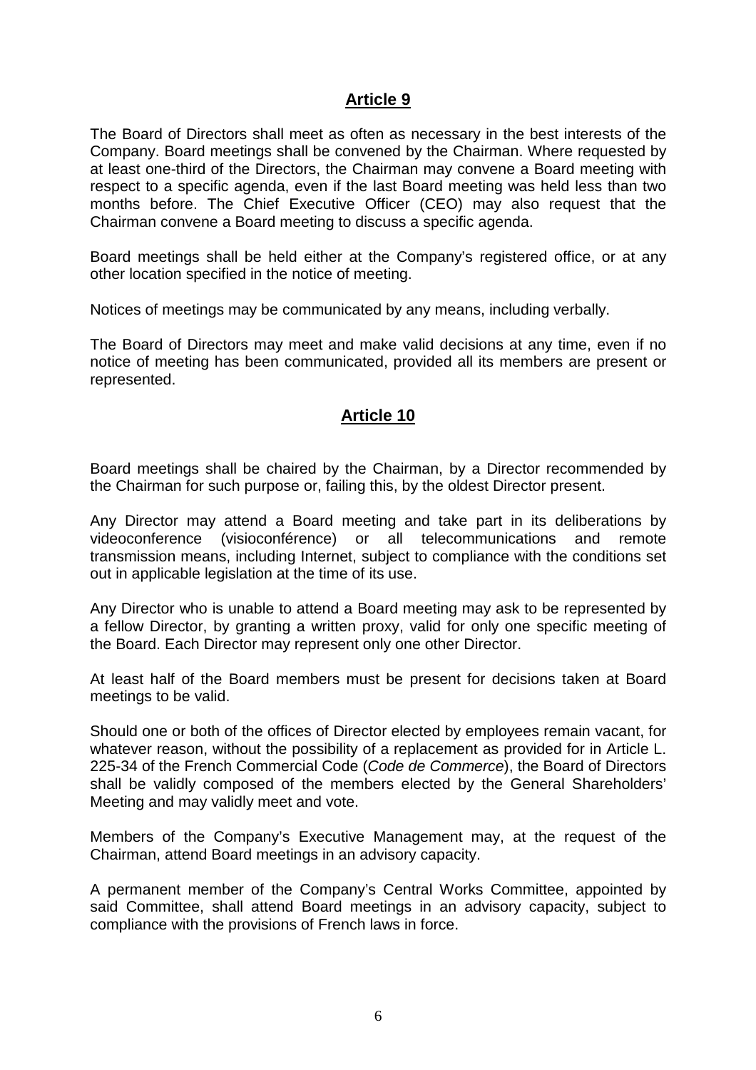## Article 9

The Board of Directors shall meet as often as necessary in the best interests of the Company. Board meetings shall be convened by the Chairman. Where requested by at least one-third of the Directors, the Chairman may convene a Board meeting with respect to a specific agenda, even if the last Board meeting was held less than two months before. The Chief Executive Officer (CEO) may also request that the Chairman convene a Board meeting to discuss a specific agenda.

Board meetings shall be held either at the Company's registered office, or at any other location specified in the notice of meeting.

Notices of meetings may be communicated by any means, including verbally.

The Board of Directors may meet and make valid decisions at any time, even if no notice of meeting has been communicated, provided all its members are present or represented.

## Article 10

Board meetings shall be chaired by the Chairman, by a Director recommended by the Chairman for such purpose or, failing this, by the oldest Director present.

Any Director may attend a Board meeting and take part in its deliberations by videoconference (visioconférence) or all telecommunications and remote transmission means, including Internet, subject to compliance with the conditions set out in applicable legislation at the time of its use.

Any Director who is unable to attend a Board meeting may ask to be represented by a fellow Director, by granting a written proxy, valid for only one specific meeting of the Board. Each Director may represent only one other Director.

At least half of the Board members must be present for decisions taken at Board meetings to be valid.

Should one or both of the offices of Director elected by employees remain vacant, for whatever reason, without the possibility of a replacement as provided for in Article L. 225-34 of the French Commercial Code (*Code de Commerce*), the Board of Directors shall be validly composed of the members elected by the General Shareholders' Meeting and may validly meet and vote.

Members of the Company's Executive Management may, at the request of the Chairman, attend Board meetings in an advisory capacity.

A permanent member of the Company's Central Works Committee, appointed by said Committee, shall attend Board meetings in an advisory capacity, subject to compliance with the provisions of French laws in force.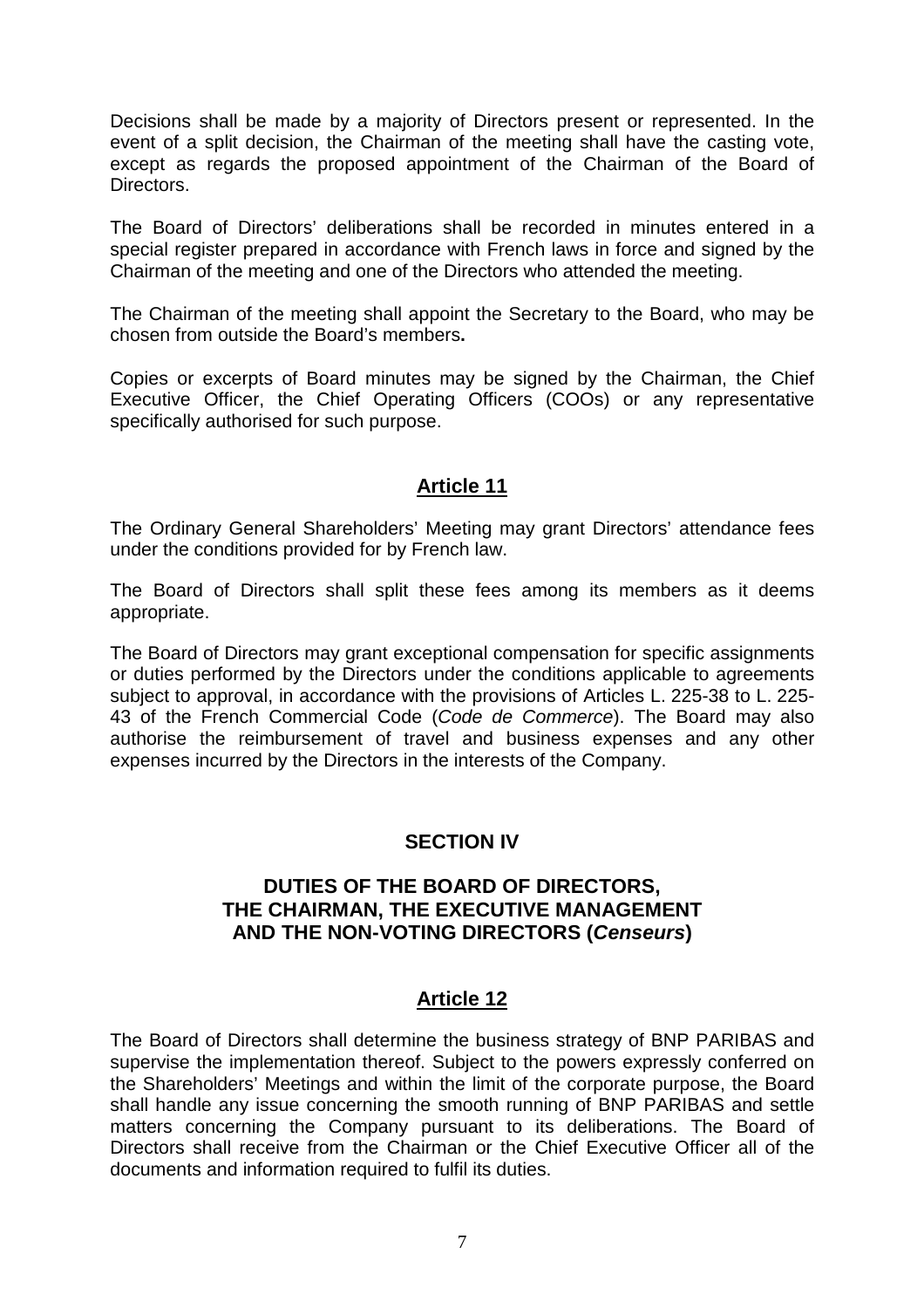Decisions shall be made by a majority of Directors present or represented. In the event of a split decision, the Chairman of the meeting shall have the casting vote, except as regards the proposed appointment of the Chairman of the Board of Directors.

The Board of Directors' deliberations shall be recorded in minutes entered in a special register prepared in accordance with French laws in force and signed by the Chairman of the meeting and one of the Directors who attended the meeting.

The Chairman of the meeting shall appoint the Secretary to the Board, who may be chosen from outside the Board's members**.**

Copies or excerpts of Board minutes may be signed by the Chairman, the Chief Executive Officer, the Chief Operating Officers (COOs) or any representative specifically authorised for such purpose.

## Article 11

The Ordinary General Shareholders' Meeting may grant Directors' attendance fees under the conditions provided for by French law.

The Board of Directors shall split these fees among its members as it deems appropriate.

The Board of Directors may grant exceptional compensation for specific assignments or duties performed by the Directors under the conditions applicable to agreements subject to approval, in accordance with the provisions of Articles L. 225-38 to L. 225-43 of the French Commercial Code (*Code de Commerce*). The Board may also authorise the reimbursement of travel and business expenses and any other expenses incurred by the Directors in the interests of the Company.

# SECTION IV

## DUTIES OF THE BOARD OF DIRECTORS, THE CHAIRMAN, THE EXECUTIVE MANAGEMENT AND THE NON-VOTING DIRECTORS (*Censeurs*)

## Article 12

The Board of Directors shall determine the business strategy of BNP PARIBAS and supervise the implementation thereof. Subject to the powers expressly conferred on the Shareholders' Meetings and within the limit of the corporate purpose, the Board shall handle any issue concerning the smooth running of BNP PARIBAS and settle matters concerning the Company pursuant to its deliberations. The Board of Directors shall receive from the Chairman or the Chief Executive Officer all of the documents and information required to fulfil its duties.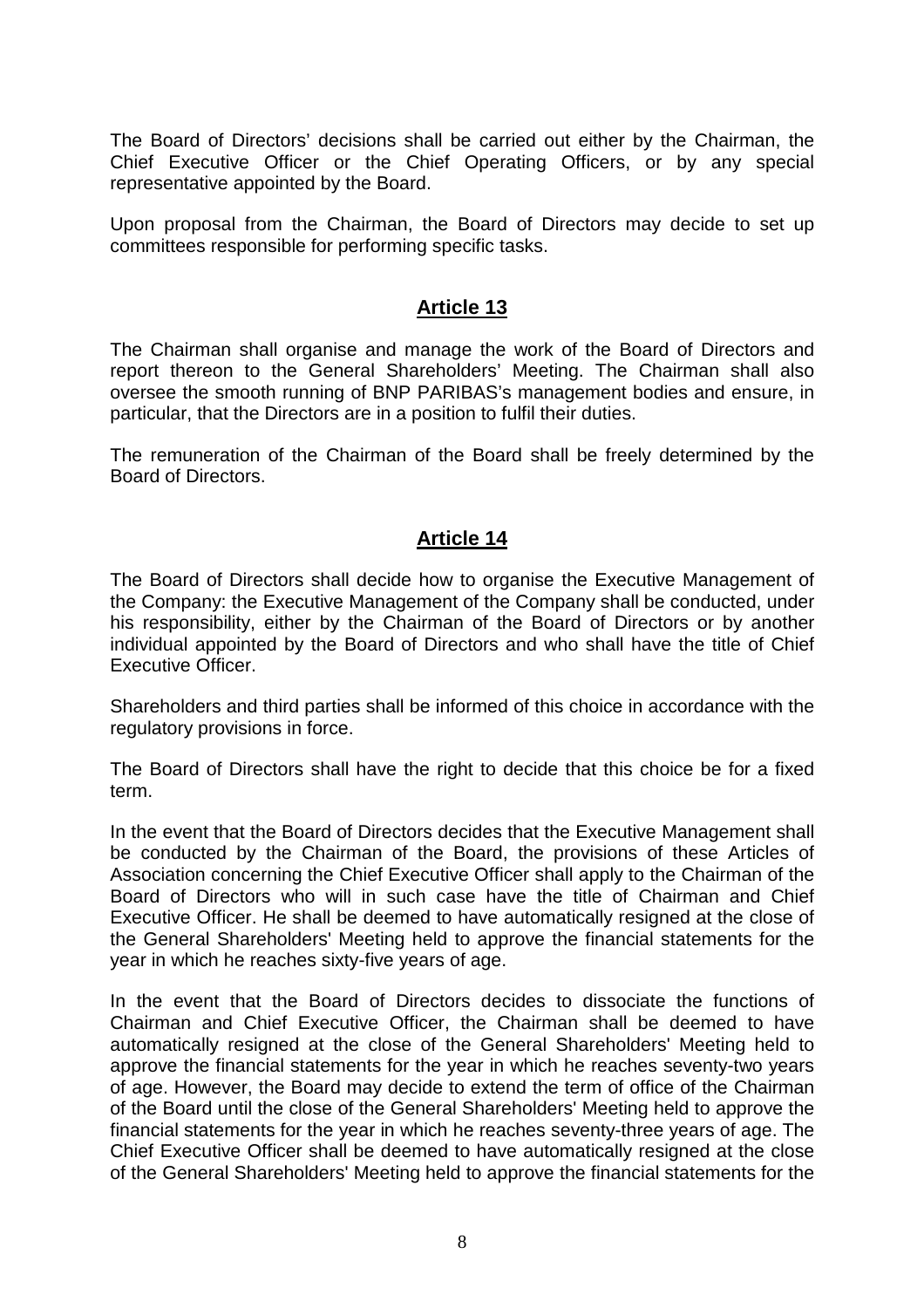The Board of Directors' decisions shall be carried out either by the Chairman, the Chief Executive Officer or the Chief Operating Officers, or by any special representative appointed by the Board.

Upon proposal from the Chairman, the Board of Directors may decide to set up committees responsible for performing specific tasks.

## Article 13

The Chairman shall organise and manage the work of the Board of Directors and report thereon to the General Shareholders' Meeting. The Chairman shall also oversee the smooth running of BNP PARIBAS's management bodies and ensure, in particular, that the Directors are in a position to fulfil their duties.

The remuneration of the Chairman of the Board shall be freely determined by the Board of Directors.

## Article 14

The Board of Directors shall decide how to organise the Executive Management of the Company: the Executive Management of the Company shall be conducted, under his responsibility, either by the Chairman of the Board of Directors or by another individual appointed by the Board of Directors and who shall have the title of Chief Executive Officer.

Shareholders and third parties shall be informed of this choice in accordance with the regulatory provisions in force.

The Board of Directors shall have the right to decide that this choice be for a fixed term.

In the event that the Board of Directors decides that the Executive Management shall be conducted by the Chairman of the Board, the provisions of these Articles of Association concerning the Chief Executive Officer shall apply to the Chairman of the Board of Directors who will in such case have the title of Chairman and Chief Executive Officer. He shall be deemed to have automatically resigned at the close of the General Shareholders' Meeting held to approve the financial statements for the year in which he reaches sixty-five years of age.

In the event that the Board of Directors decides to dissociate the functions of Chairman and Chief Executive Officer, the Chairman shall be deemed to have automatically resigned at the close of the General Shareholders' Meeting held to approve the financial statements for the year in which he reaches seventy-two years of age. However, the Board may decide to extend the term of office of the Chairman of the Board until the close of the General Shareholders' Meeting held to approve the financial statements for the year in which he reaches seventy-three years of age. The Chief Executive Officer shall be deemed to have automatically resigned at the close of the General Shareholders' Meeting held to approve the financial statements for the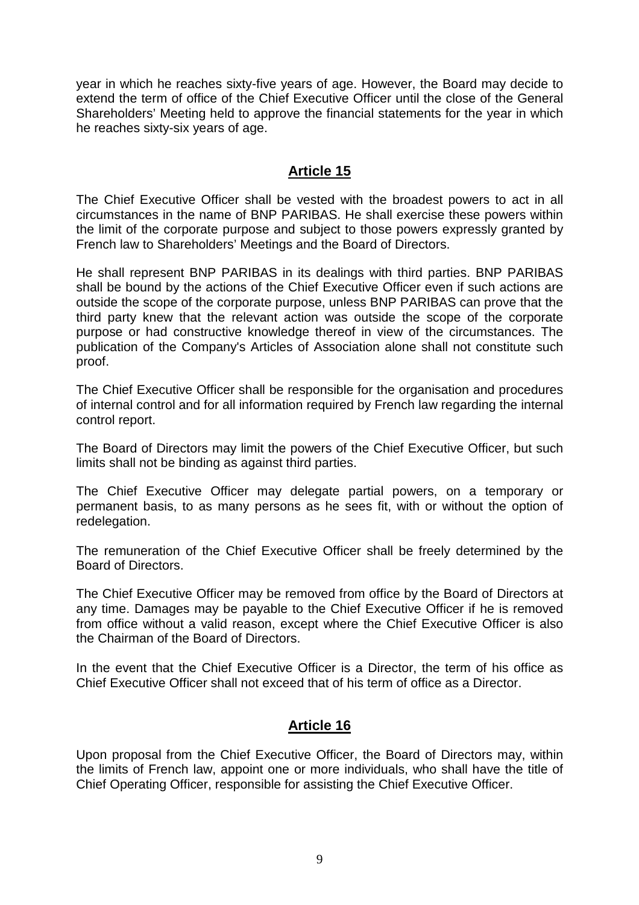year in which he reaches sixty-five years of age. However, the Board may decide to extend the term of office of the Chief Executive Officer until the close of the General Shareholders' Meeting held to approve the financial statements for the year in which he reaches sixty-six years of age.

## Article 15

The Chief Executive Officer shall be vested with the broadest powers to act in all circumstances in the name of BNP PARIBAS. He shall exercise these powers within the limit of the corporate purpose and subject to those powers expressly granted by French law to Shareholders' Meetings and the Board of Directors.

He shall represent BNP PARIBAS in its dealings with third parties. BNP PARIBAS shall be bound by the actions of the Chief Executive Officer even if such actions are outside the scope of the corporate purpose, unless BNP PARIBAS can prove that the third party knew that the relevant action was outside the scope of the corporate purpose or had constructive knowledge thereof in view of the circumstances. The publication of the Company's Articles of Association alone shall not constitute such proof.

The Chief Executive Officer shall be responsible for the organisation and procedures of internal control and for all information required by French law regarding the internal control report.

The Board of Directors may limit the powers of the Chief Executive Officer, but such limits shall not be binding as against third parties.

The Chief Executive Officer may delegate partial powers, on a temporary or permanent basis, to as many persons as he sees fit, with or without the option of redelegation.

The remuneration of the Chief Executive Officer shall be freely determined by the Board of Directors.

The Chief Executive Officer may be removed from office by the Board of Directors at any time. Damages may be payable to the Chief Executive Officer if he is removed from office without a valid reason, except where the Chief Executive Officer is also the Chairman of the Board of Directors.

In the event that the Chief Executive Officer is a Director, the term of his office as Chief Executive Officer shall not exceed that of his term of office as a Director.

## Article 16

Upon proposal from the Chief Executive Officer, the Board of Directors may, within the limits of French law, appoint one or more individuals, who shall have the title of Chief Operating Officer, responsible for assisting the Chief Executive Officer.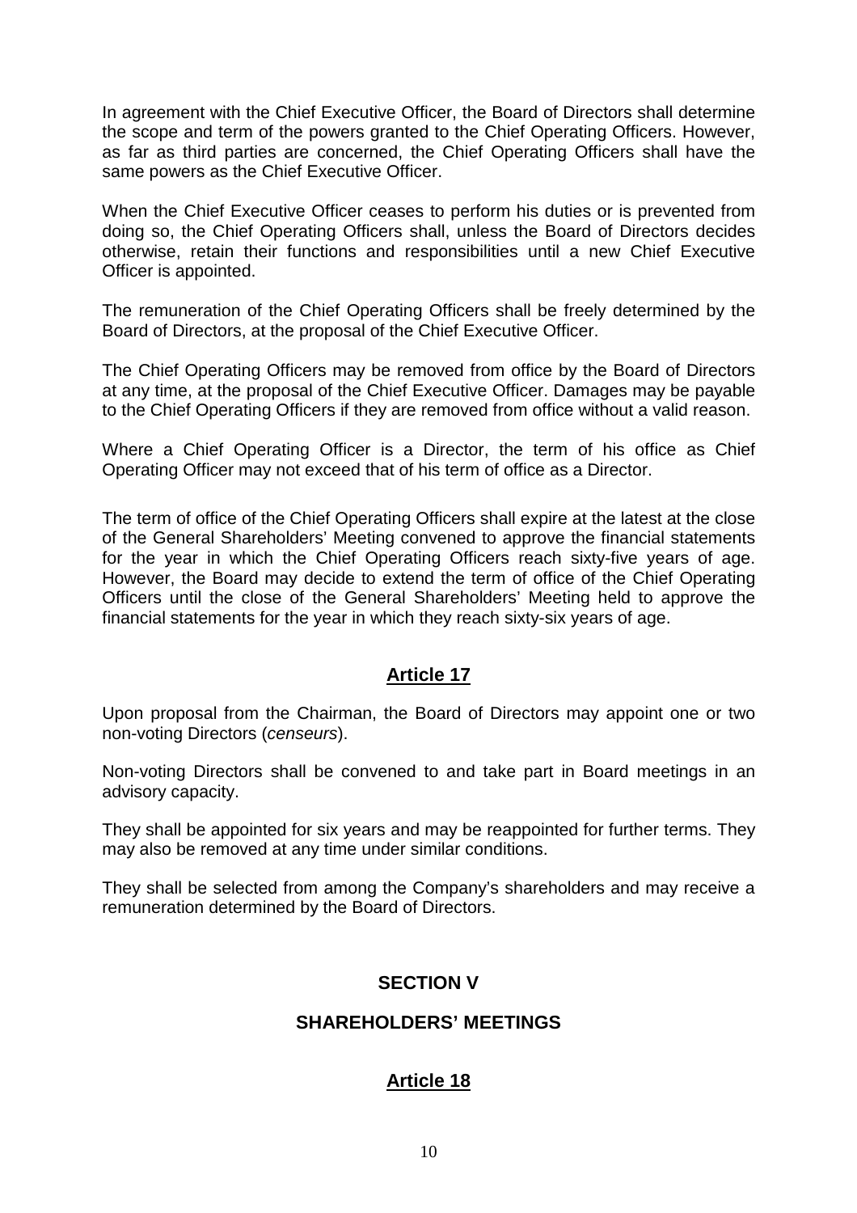In agreement with the Chief Executive Officer, the Board of Directors shall determine the scope and term of the powers granted to the Chief Operating Officers. However, as far as third parties are concerned, the Chief Operating Officers shall have the same powers as the Chief Executive Officer.

When the Chief Executive Officer ceases to perform his duties or is prevented from doing so, the Chief Operating Officers shall, unless the Board of Directors decides otherwise, retain their functions and responsibilities until a new Chief Executive Officer is appointed.

The remuneration of the Chief Operating Officers shall be freely determined by the Board of Directors, at the proposal of the Chief Executive Officer.

The Chief Operating Officers may be removed from office by the Board of Directors at any time, at the proposal of the Chief Executive Officer. Damages may be payable to the Chief Operating Officers if they are removed from office without a valid reason.

Where a Chief Operating Officer is a Director, the term of his office as Chief Operating Officer may not exceed that of his term of office as a Director.

The term of office of the Chief Operating Officers shall expire at the latest at the close of the General Shareholders' Meeting convened to approve the financial statements for the year in which the Chief Operating Officers reach sixty-five years of age. However, the Board may decide to extend the term of office of the Chief Operating Officers until the close of the General Shareholders' Meeting held to approve the financial statements for the year in which they reach sixty-six years of age.

## Article 17

Upon proposal from the Chairman, the Board of Directors may appoint one or two non-voting Directors (*censeurs*).

Non-voting Directors shall be convened to and take part in Board meetings in an advisory capacity.

They shall be appointed for six years and may be reappointed for further terms. They may also be removed at any time under similar conditions.

They shall be selected from among the Company's shareholders and may receive a remuneration determined by the Board of Directors.

# SECTION V

# SHAREHOLDERS' MEETINGS

## Article 18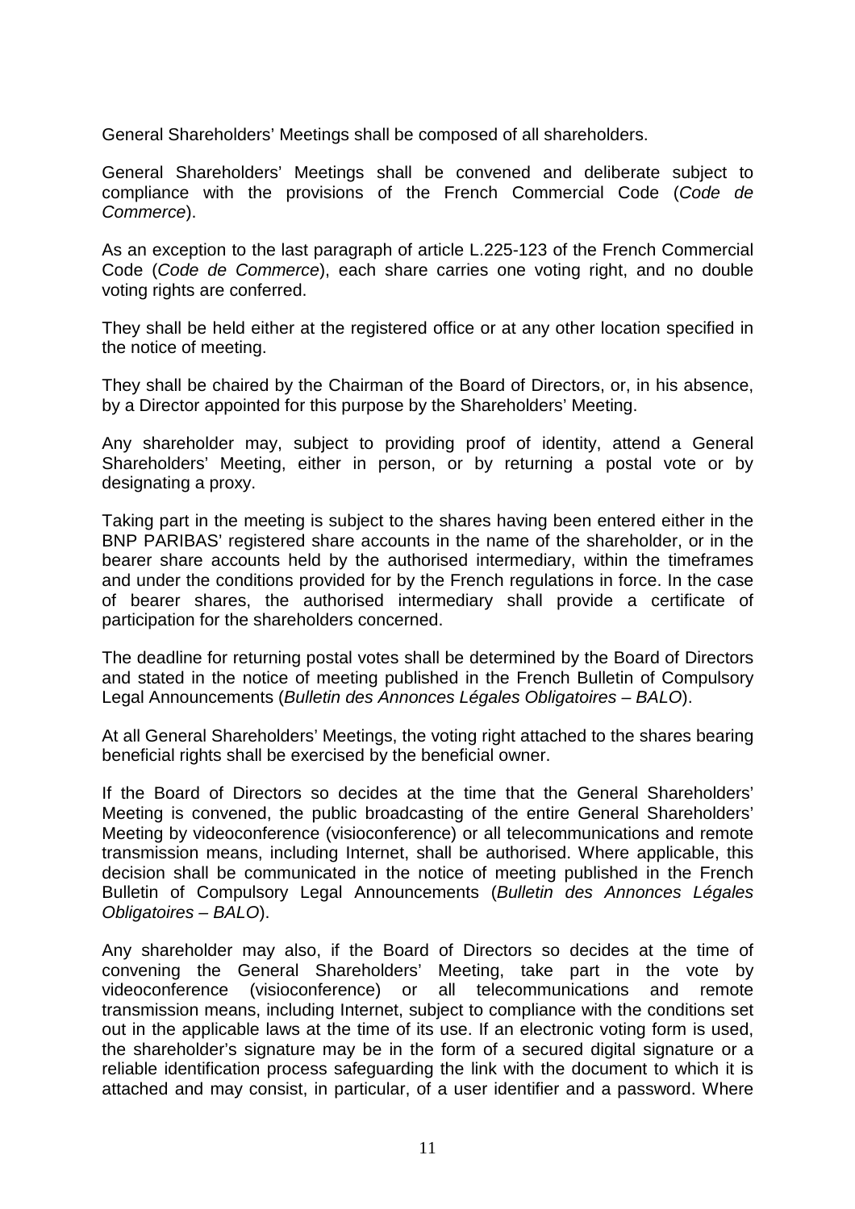General Shareholders' Meetings shall be composed of all shareholders.

General Shareholders' Meetings shall be convened and deliberate subject to compliance with the provisions of the French Commercial Code (*Code de Commerce*).

As an exception to the last paragraph of article L.225-123 of the French Commercial Code (*Code de Commerce*), each share carries one voting right, and no double voting rights are conferred.

They shall be held either at the registered office or at any other location specified in the notice of meeting.

They shall be chaired by the Chairman of the Board of Directors, or, in his absence, by a Director appointed for this purpose by the Shareholders' Meeting.

Any shareholder may, subject to providing proof of identity, attend a General Shareholders' Meeting, either in person, or by returning a postal vote or by designating a proxy.

Taking part in the meeting is subject to the shares having been entered either in the BNP PARIBAS' registered share accounts in the name of the shareholder, or in the bearer share accounts held by the authorised intermediary, within the timeframes and under the conditions provided for by the French regulations in force. In the case of bearer shares, the authorised intermediary shall provide a certificate of participation for the shareholders concerned.

The deadline for returning postal votes shall be determined by the Board of Directors and stated in the notice of meeting published in the French Bulletin of Compulsory Legal Announcements (*Bulletin des Annonces Légales Obligatoires – BALO*).

At all General Shareholders' Meetings, the voting right attached to the shares bearing beneficial rights shall be exercised by the beneficial owner.

If the Board of Directors so decides at the time that the General Shareholders' Meeting is convened, the public broadcasting of the entire General Shareholders' Meeting by videoconference (visioconference) or all telecommunications and remote transmission means, including Internet, shall be authorised. Where applicable, this decision shall be communicated in the notice of meeting published in the French Bulletin of Compulsory Legal Announcements (*Bulletin des Annonces Légales Obligatoires – BALO*).

Any shareholder may also, if the Board of Directors so decides at the time of convening the General Shareholders' Meeting, take part in the vote by videoconference (visioconference) or all telecommunications and remote transmission means, including Internet, subject to compliance with the conditions set out in the applicable laws at the time of its use. If an electronic voting form is used, the shareholder's signature may be in the form of a secured digital signature or a reliable identification process safeguarding the link with the document to which it is attached and may consist, in particular, of a user identifier and a password. Where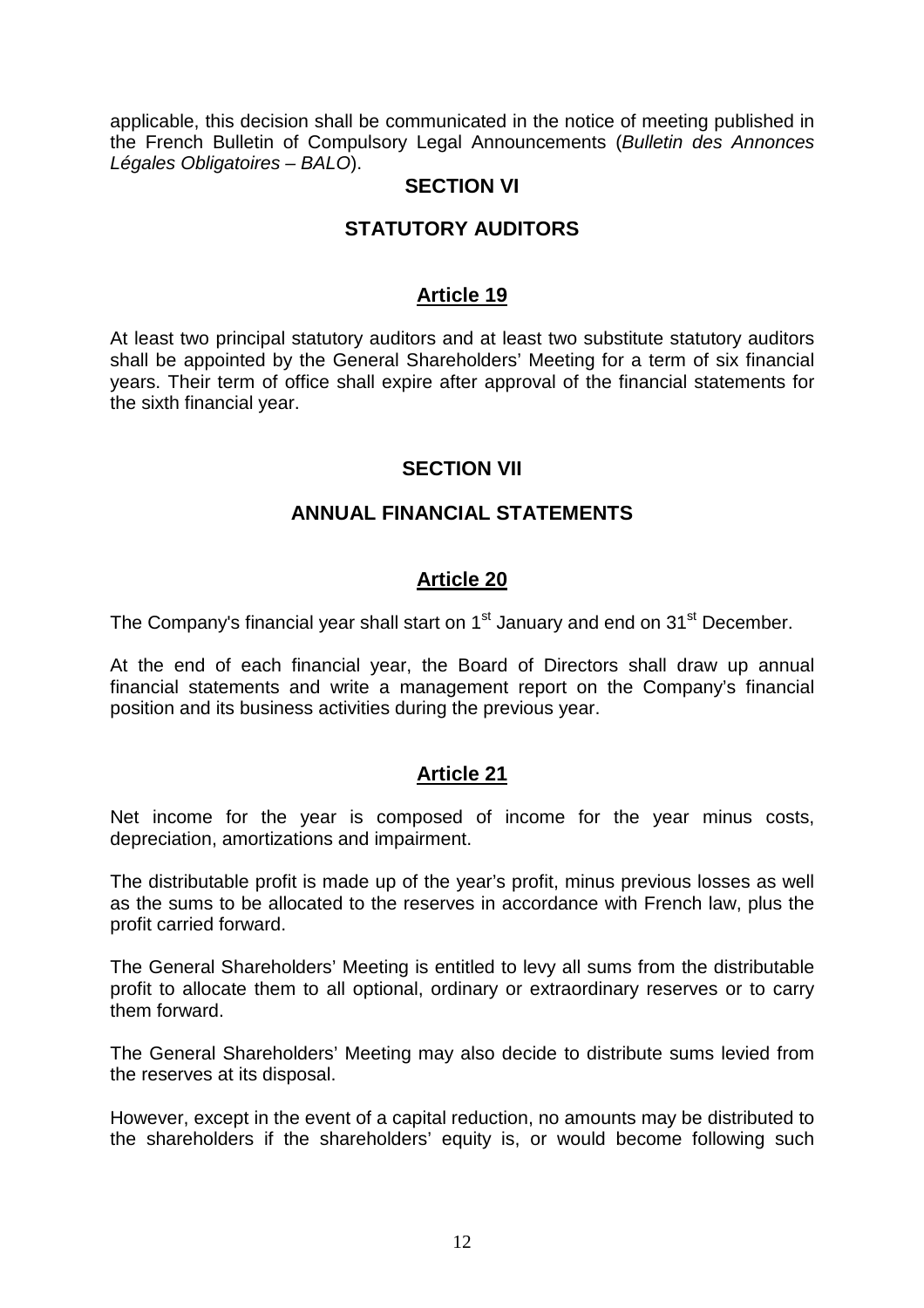applicable, this decision shall be communicated in the notice of meeting published in the French Bulletin of Compulsory Legal Announcements (*Bulletin des Annonces Légales Obligatoires – BALO*).

## SECTION VI

## STATUTORY AUDITORS

### Article 19

At least two principal statutory auditors and at least two substitute statutory auditors shall be appointed by the General Shareholders' Meeting for a term of six financial years. Their term of office shall expire after approval of the financial statements for the sixth financial year.

## SECTION VII

## ANNUAL FINANCIAL STATEMENTS

### Article 20

The Company's financial year shall start on 1st January and end on 31st December.

At the end of each financial year, the Board of Directors shall draw up annual financial statements and write a management report on the Company's financial position and its business activities during the previous year.

### Article 21

Net income for the year is composed of income for the year minus costs, depreciation, amortizations and impairment.

The distributable profit is made up of the year's profit, minus previous losses as well as the sums to be allocated to the reserves in accordance with French law, plus the profit carried forward.

The General Shareholders' Meeting is entitled to levy all sums from the distributable profit to allocate them to all optional, ordinary or extraordinary reserves or to carry them forward.

The General Shareholders' Meeting may also decide to distribute sums levied from the reserves at its disposal.

However, except in the event of a capital reduction, no amounts may be distributed to the shareholders if the shareholders' equity is, or would become following such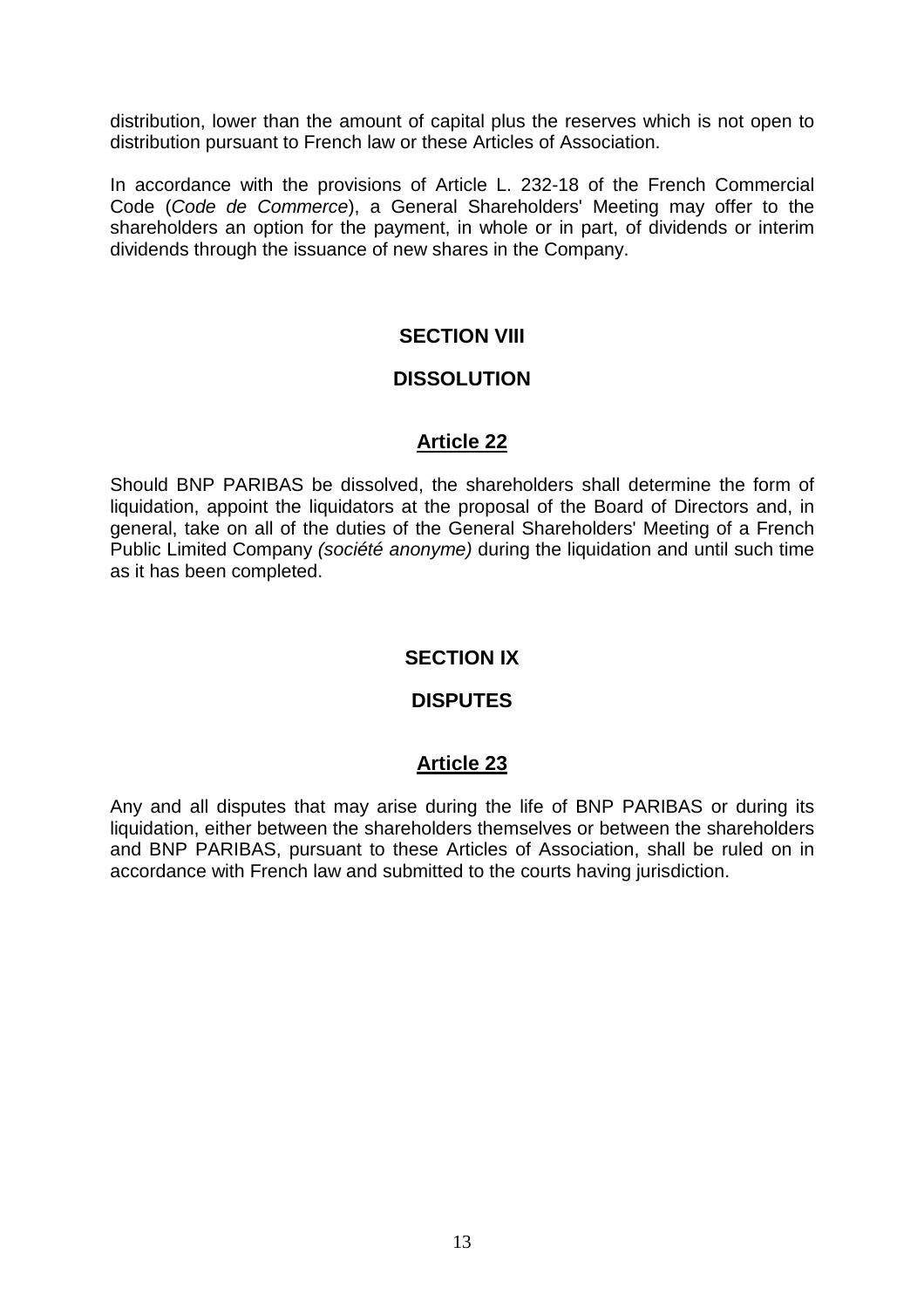distribution, lower than the amount of capital plus the reserves which is not open to distribution pursuant to French law or these Articles of Association.

In accordance with the provisions of Article L. 232-18 of the French Commercial Code (*Code de Commerce*), a General Shareholders' Meeting may offer to the shareholders an option for the payment, in whole or in part, of dividends or interim dividends through the issuance of new shares in the Company.

## SECTION VIII

## DISSOLUTION

### Article 22

Should BNP PARIBAS be dissolved, the shareholders shall determine the form of liquidation, appoint the liquidators at the proposal of the Board of Directors and, in general, take on all of the duties of the General Shareholders' Meeting of a French Public Limited Company *(société anonyme)* during the liquidation and until such time as it has been completed.

## SECTION IX

## DISPUTES

### Article 23

Any and all disputes that may arise during the life of BNP PARIBAS or during its liquidation, either between the shareholders themselves or between the shareholders and BNP PARIBAS, pursuant to these Articles of Association, shall be ruled on in accordance with French law and submitted to the courts having jurisdiction.